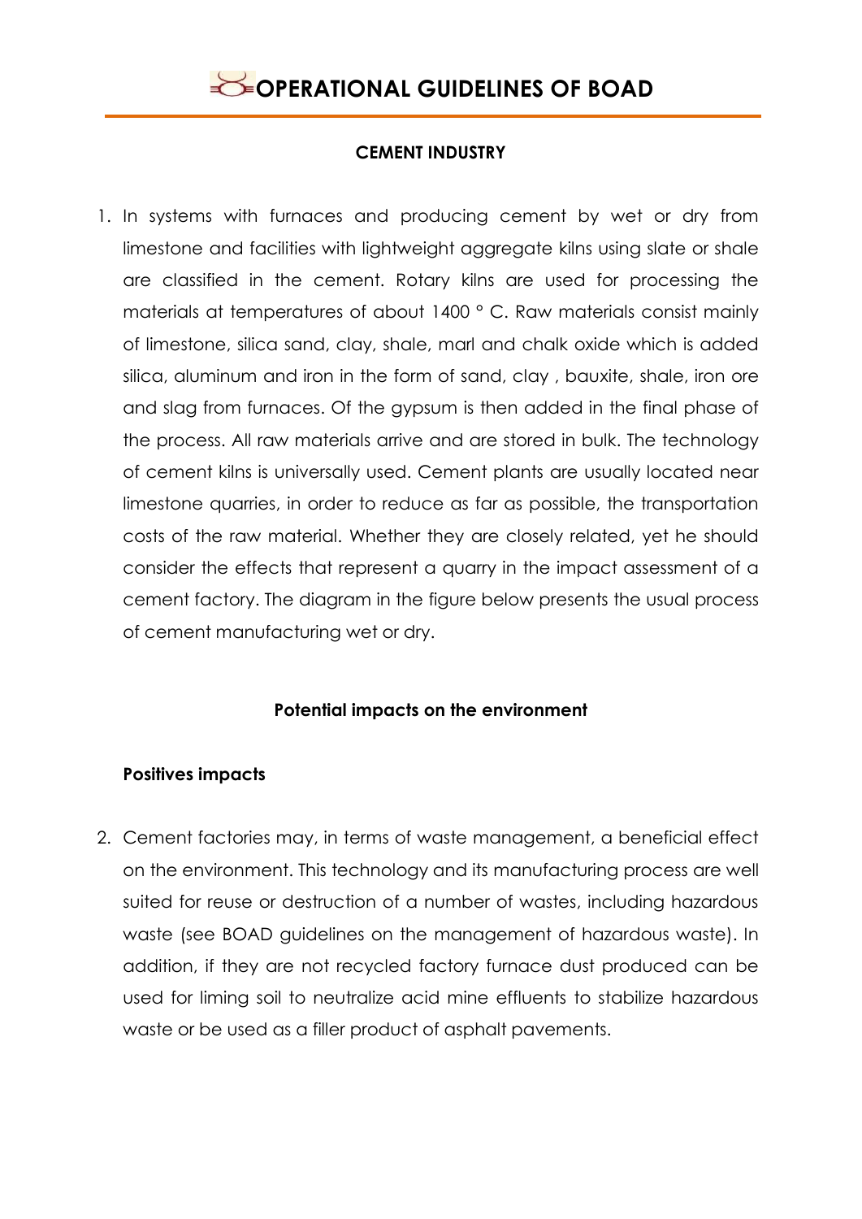# OPERATIONAL GUIDELINES OF BOAD

## CEMENT INDUSTRY

1. In systems with furnaces and producing cement by wet or dry from limestone and facilities with lightweight aggregate kilns using slate or shale are classified in the cement. Rotary kilns are used for processing the materials at temperatures of about 1400 ° C. Raw materials consist mainly of limestone, silica sand, clay, shale, marl and chalk oxide which is added silica, aluminum and iron in the form of sand, clay , bauxite, shale, iron ore and slag from furnaces. Of the gypsum is then added in the final phase of the process. All raw materials arrive and are stored in bulk. The technology of cement kilns is universally used. Cement plants are usually located near limestone quarries, in order to reduce as far as possible, the transportation costs of the raw material. Whether they are closely related, yet he should consider the effects that represent a quarry in the impact assessment of a cement factory. The diagram in the figure below presents the usual process of cement manufacturing wet or dry.

### Potential impacts on the environment

#### Positives impacts

2. Cement factories may, in terms of waste management, a beneficial effect on the environment. This technology and its manufacturing process are well suited for reuse or destruction of a number of wastes, including hazardous waste (see BOAD guidelines on the management of hazardous waste). In addition, if they are not recycled factory furnace dust produced can be used for liming soil to neutralize acid mine effluents to stabilize hazardous waste or be used as a filler product of asphalt pavements.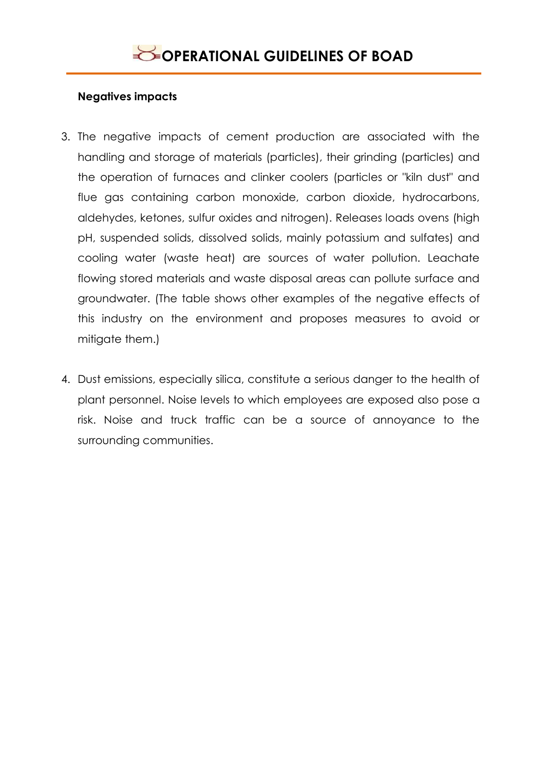**Negatives impacts**

3. The negative impacts of cement production are associated with the handling and storage of materials (particles), their grinding (particles) and the operation of furnaces and clinker coolers (particles or "kiln dust" and flue gas containing carbon monoxide, carbon dioxide, hydrocarbons, aldehydes, ketones, sulfur oxides and nitrogen). Releases loads ovens (high pH, suspended solids, dissolved solids, mainly potassium and sulfates) and cooling water (waste heat) are sources of water pollution. Leachate flowing stored materials and waste disposal areas can pollute surface and groundwater. (The table shows other examples of the negative effects of this industry on the environment and proposes measures to avoid or mitigate them.)

4. Dust emissions, especially silica, constitute a serious danger to the health of plant personnel. Noise levels to which employees are exposed also pose a risk. Noise and truck traffic can be a source of annoyance to the surrounding communities.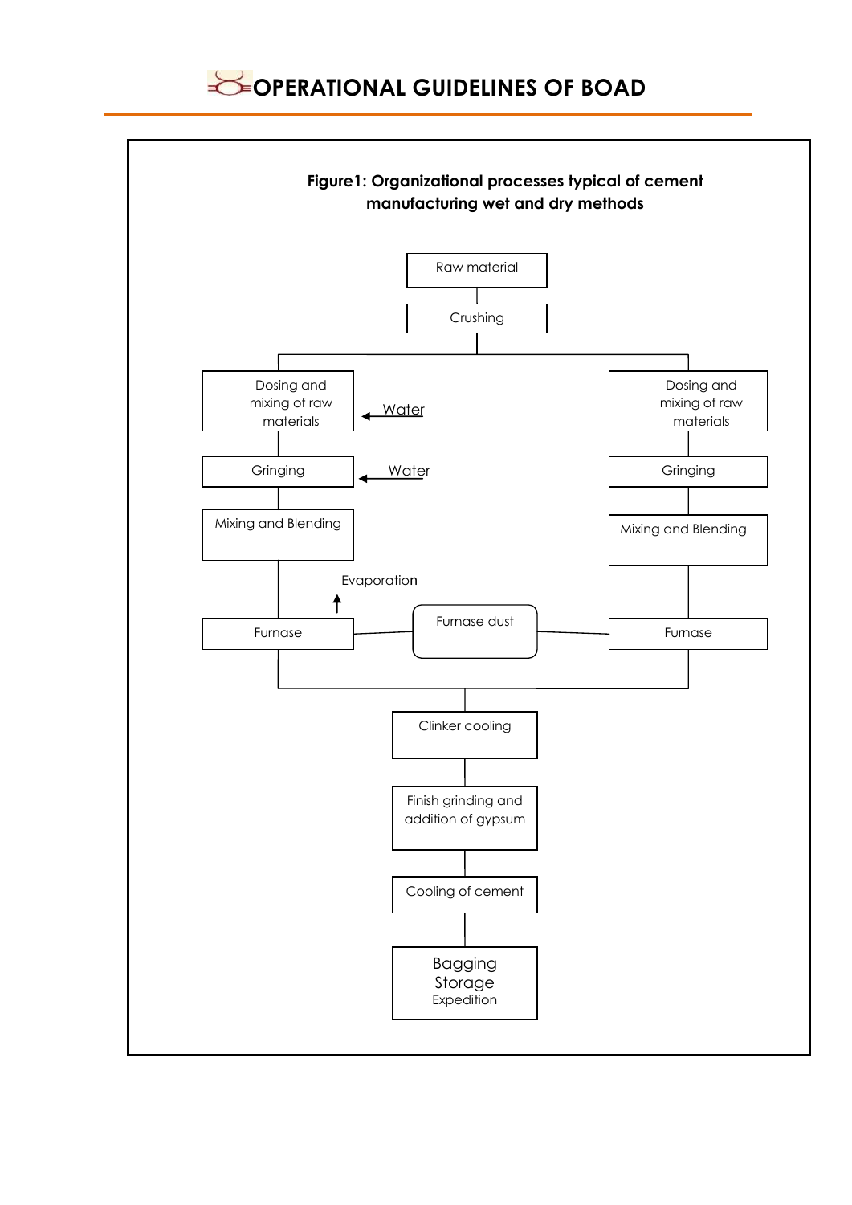**Figure1: Organizational processes typical of cement manufacturing wet and dry methods**

Raw material

Crushing

Dosing and mixing of raw materials

Water

Gringing

Water

Mixing and Blending

Evaporation

Furnase

Furnase dust

Dosing and mixing of raw materials

Gringing

Mixing and Blending

Furnase

Clinker cooling

Finish grinding and addition of gypsum

Cooling of cement

Bagging
Storage
Expedition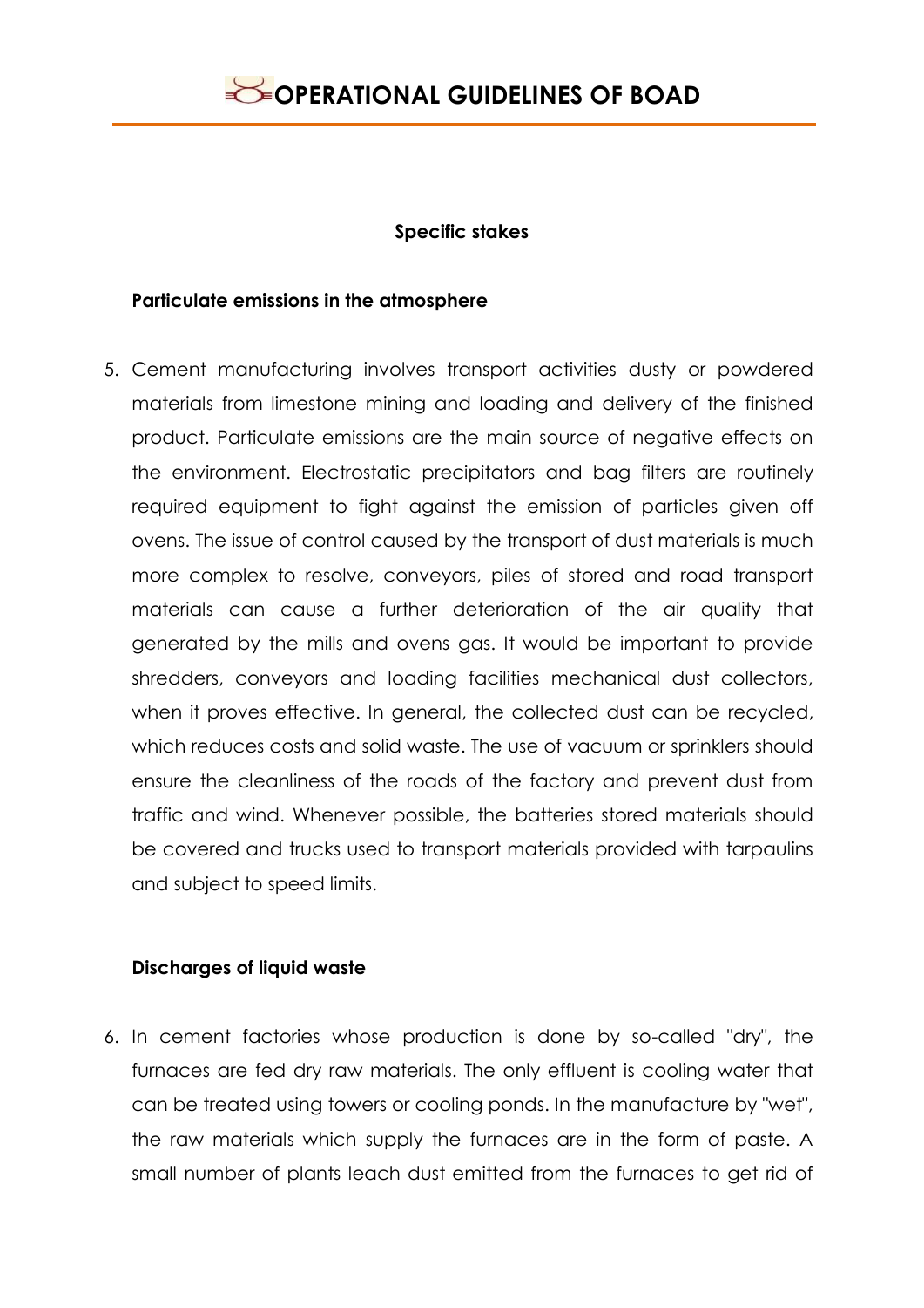### Specific stakes

#### Particulate emissions in the atmosphere

5. Cement manufacturing involves transport activities dusty or powdered materials from limestone mining and loading and delivery of the finished product. Particulate emissions are the main source of negative effects on the environment. Electrostatic precipitators and bag filters are routinely required equipment to fight against the emission of particles given off ovens. The issue of control caused by the transport of dust materials is much more complex to resolve, conveyors, piles of stored and road transport materials can cause a further deterioration of the air quality that generated by the mills and ovens gas. It would be important to provide shredders, conveyors and loading facilities mechanical dust collectors, when it proves effective. In general, the collected dust can be recycled, which reduces costs and solid waste. The use of vacuum or sprinklers should ensure the cleanliness of the roads of the factory and prevent dust from traffic and wind. Whenever possible, the batteries stored materials should be covered and trucks used to transport materials provided with tarpaulins and subject to speed limits.

#### Discharges of liquid waste

6. In cement factories whose production is done by so-called "dry", the furnaces are fed dry raw materials. The only effluent is cooling water that can be treated using towers or cooling ponds. In the manufacture by "wet", the raw materials which supply the furnaces are in the form of paste. A small number of plants leach dust emitted from the furnaces to get rid of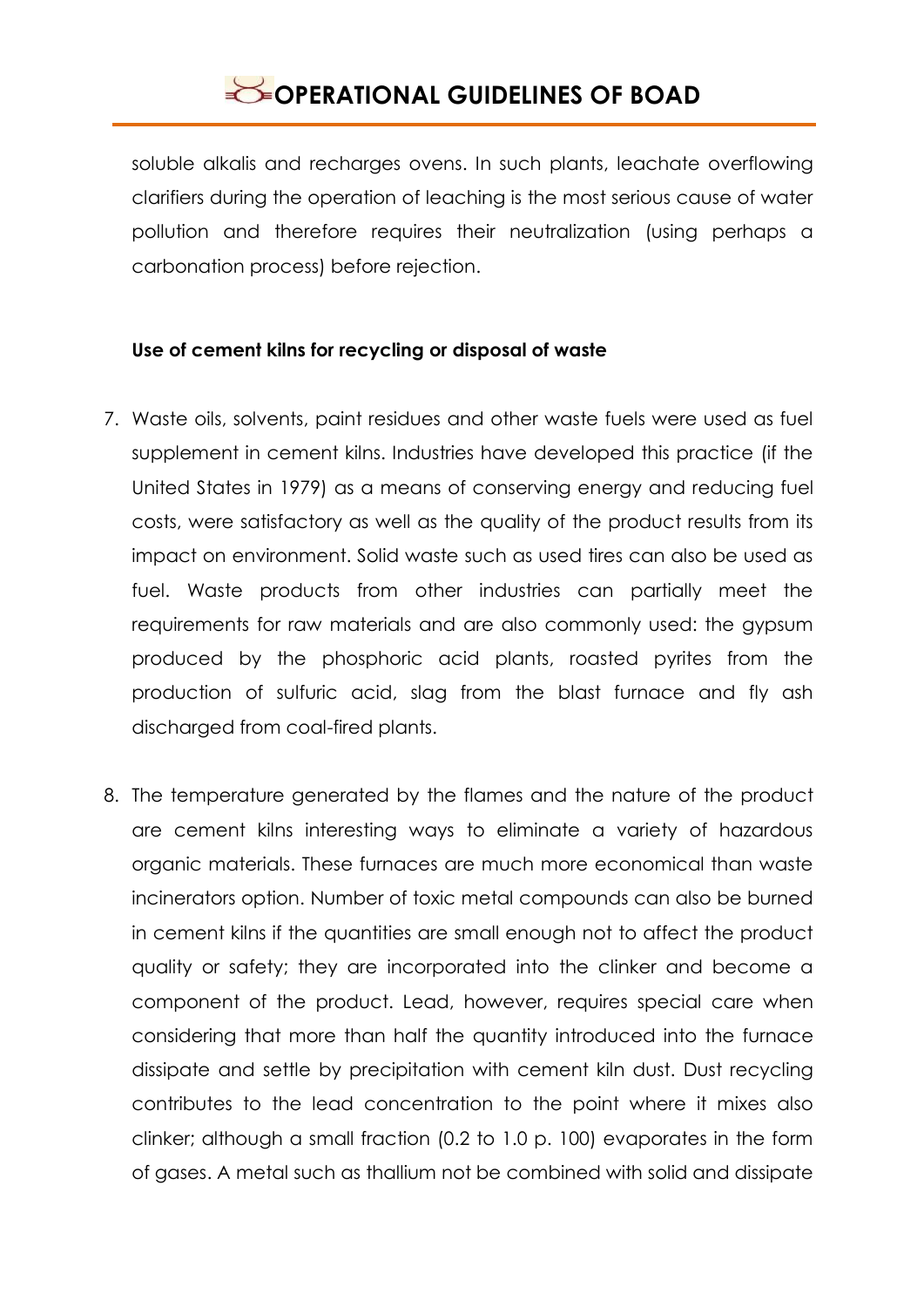soluble alkalis and recharges ovens. In such plants, leachate overflowing clarifiers during the operation of leaching is the most serious cause of water pollution and therefore requires their neutralization (using perhaps a carbonation process) before rejection.

**Use of cement kilns for recycling or disposal of waste**

7. Waste oils, solvents, paint residues and other waste fuels were used as fuel supplement in cement kilns. Industries have developed this practice (if the United States in 1979) as a means of conserving energy and reducing fuel costs, were satisfactory as well as the quality of the product results from its impact on environment. Solid waste such as used tires can also be used as fuel. Waste products from other industries can partially meet the requirements for raw materials and are also commonly used: the gypsum produced by the phosphoric acid plants, roasted pyrites from the production of sulfuric acid, slag from the blast furnace and fly ash discharged from coal-fired plants.

8. The temperature generated by the flames and the nature of the product are cement kilns interesting ways to eliminate a variety of hazardous organic materials. These furnaces are much more economical than waste incinerators option. Number of toxic metal compounds can also be burned in cement kilns if the quantities are small enough not to affect the product quality or safety; they are incorporated into the clinker and become a component of the product. Lead, however, requires special care when considering that more than half the quantity introduced into the furnace dissipate and settle by precipitation with cement kiln dust. Dust recycling contributes to the lead concentration to the point where it mixes also clinker; although a small fraction (0.2 to 1.0 p. 100) evaporates in the form of gases. A metal such as thallium not be combined with solid and dissipate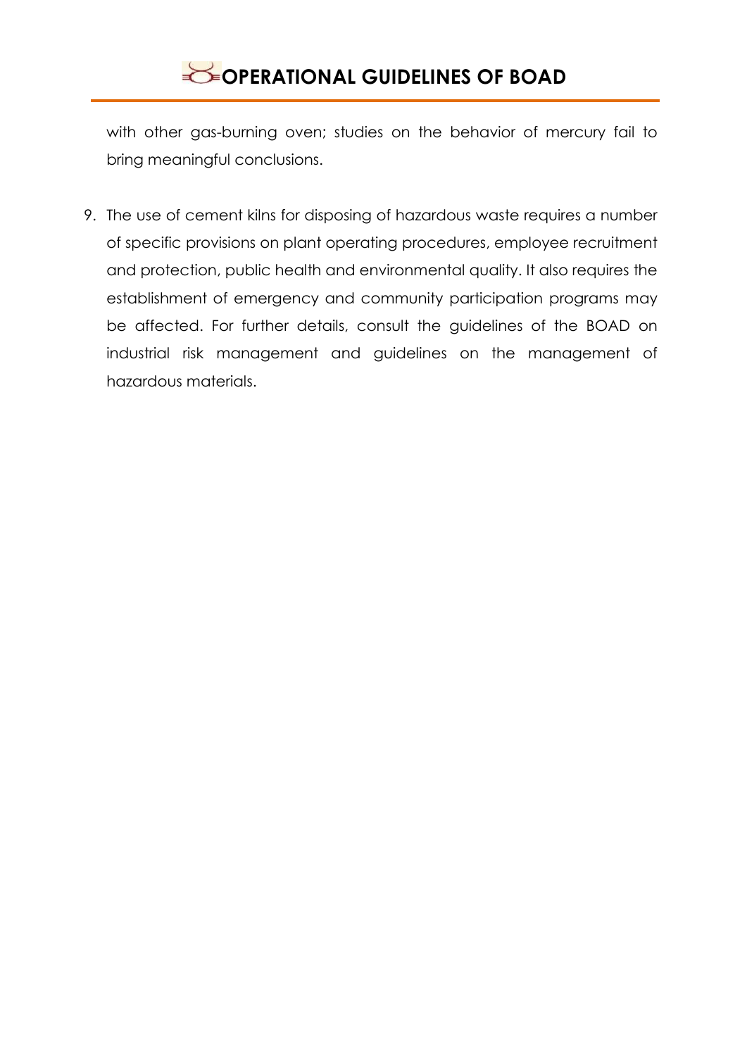with other gas-burning oven; studies on the behavior of mercury fail to bring meaningful conclusions.

9. The use of cement kilns for disposing of hazardous waste requires a number of specific provisions on plant operating procedures, employee recruitment and protection, public health and environmental quality. It also requires the establishment of emergency and community participation programs may be affected. For further details, consult the guidelines of the BOAD on industrial risk management and guidelines on the management of hazardous materials.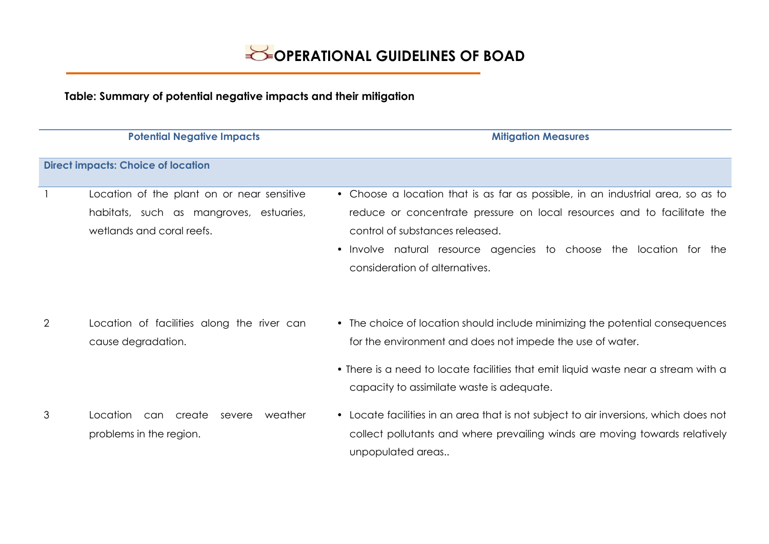**Table: Summary of potential negative impacts and their mitigation**

| | Potential Negative Impacts | Mitigation Measures |
|---|---|---|
| **Direct impacts: Choice of location** | | |
| 1 | Location of the plant on or near sensitive habitats, such as mangroves, estuaries, wetlands and coral reefs. | • Choose a location that is as far as possible, in an industrial area, so as to reduce or concentrate pressure on local resources and to facilitate the control of substances released.<br>• Involve natural resource agencies to choose the location for the consideration of alternatives. |
| 2 | Location of facilities along the river can cause degradation. | • The choice of location should include minimizing the potential consequences for the environment and does not impede the use of water.<br>• There is a need to locate facilities that emit liquid waste near a stream with a capacity to assimilate waste is adequate. |
| 3 | Location can create severe weather problems in the region. | • Locate facilities in an area that is not subject to air inversions, which does not collect pollutants and where prevailing winds are moving towards relatively unpopulated areas.. |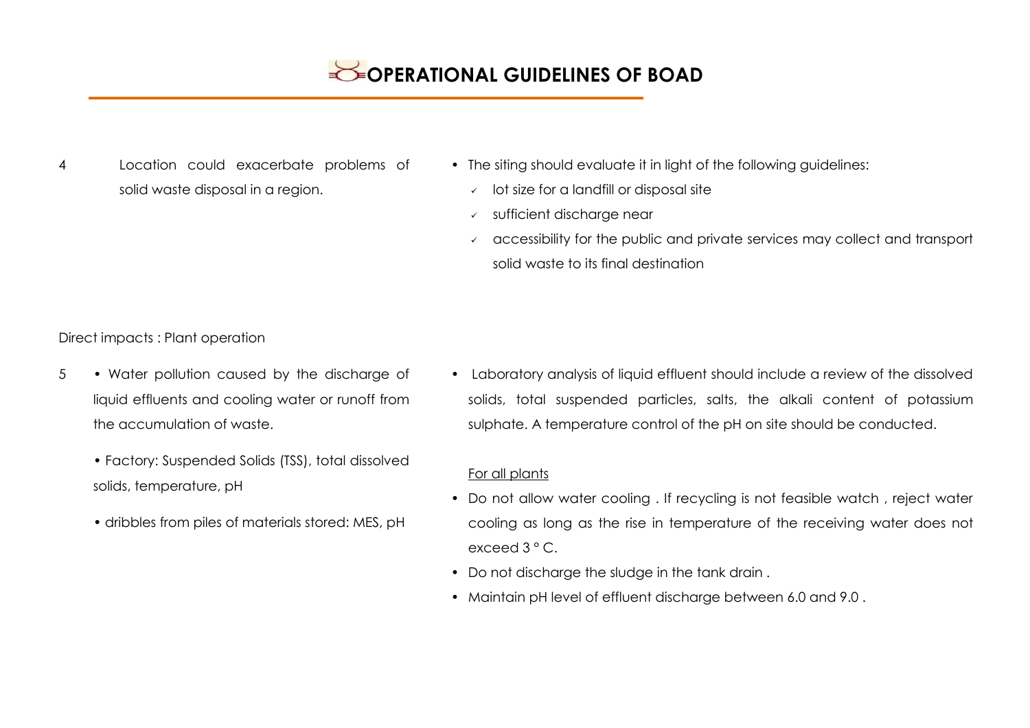# OPERATIONAL GUIDELINES OF BOAD

| | Impacts | Guidelines |
|---|---|---|
| 4 | Location could exacerbate problems of solid waste disposal in a region. | • The siting should evaluate it in light of the following guidelines:<br>✓ lot size for a landfill or disposal site<br>✓ sufficient discharge near<br>✓ accessibility for the public and private services may collect and transport solid waste to its final destination |

Direct impacts : Plant operation

| | Impacts | Guidelines |
|---|---|---|
| 5 | • Water pollution caused by the discharge of liquid effluents and cooling water or runoff from the accumulation of waste.<br><br>• Factory: Suspended Solids (TSS), total dissolved solids, temperature, pH<br><br>• dribbles from piles of materials stored: MES, pH | • Laboratory analysis of liquid effluent should include a review of the dissolved solids, total suspended particles, salts, the alkali content of potassium sulphate. A temperature control of the pH on site should be conducted.<br><br><u>For all plants</u><br>• Do not allow water cooling . If recycling is not feasible watch , reject water cooling as long as the rise in temperature of the receiving water does not exceed 3 ° C.<br>• Do not discharge the sludge in the tank drain .<br>• Maintain pH level of effluent discharge between 6.0 and 9.0 . |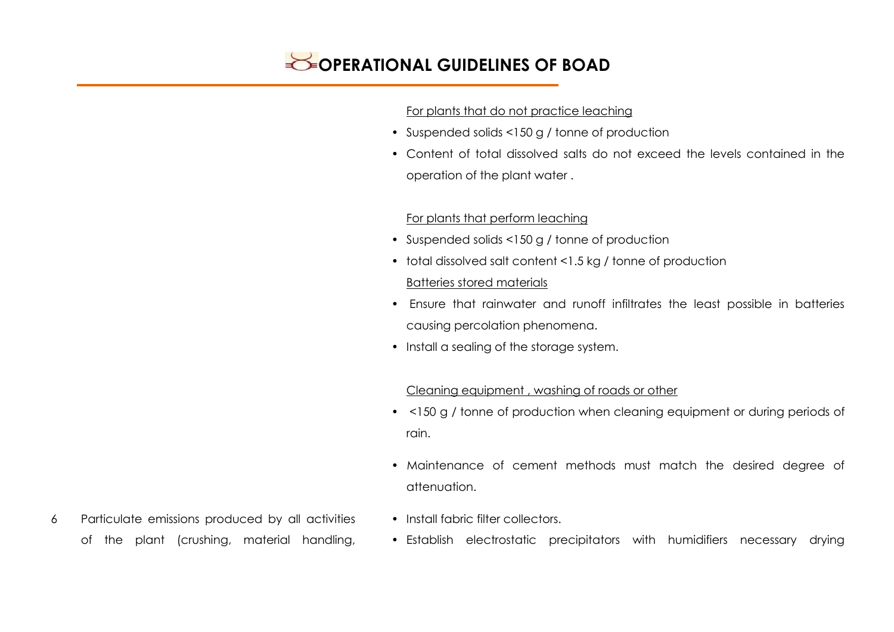# OPERATIONAL GUIDELINES OF BOAD

| | | |
|---|---|---|
| | | For plants that do not practice leaching<br>• Suspended solids <150 g / tonne of production<br>• Content of total dissolved salts do not exceed the levels contained in the operation of the plant water .<br><br>For plants that perform leaching<br>• Suspended solids <150 g / tonne of production<br>• total dissolved salt content <1.5 kg / tonne of production<br>Batteries stored materials<br>• Ensure that rainwater and runoff infiltrates the least possible in batteries causing percolation phenomena.<br>• Install a sealing of the storage system.<br><br>Cleaning equipment , washing of roads or other<br>• <150 g / tonne of production when cleaning equipment or during periods of rain.<br>• Maintenance of cement methods must match the desired degree of attenuation. |
| 6 | Particulate emissions produced by all activities of the plant (crushing, material handling, | • Install fabric filter collectors.<br>• Establish electrostatic precipitators with humidifiers necessary drying |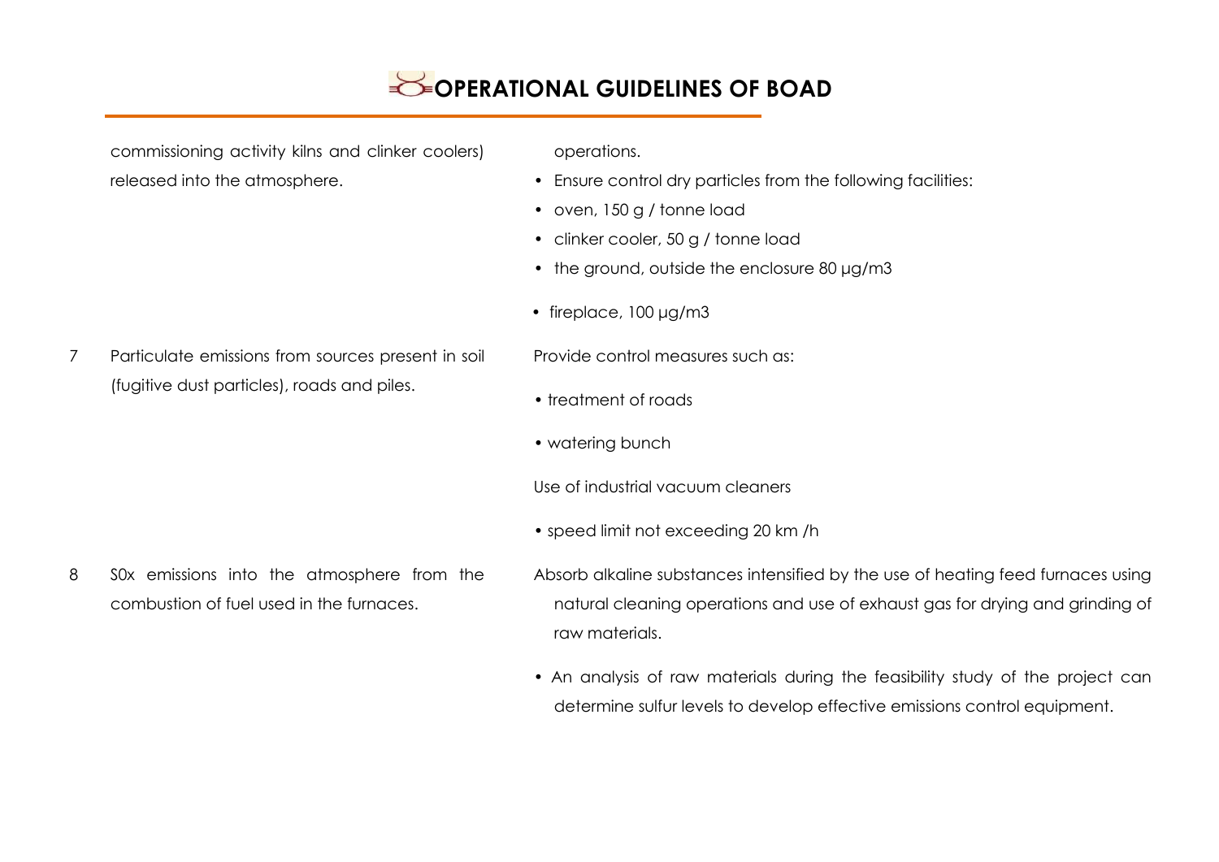# OPERATIONAL GUIDELINES OF BOAD

| | | |
|---|---|---|
| | commissioning activity kilns and clinker coolers) released into the atmosphere. | operations.<br>• Ensure control dry particles from the following facilities:<br>• oven, 150 g / tonne load<br>• clinker cooler, 50 g / tonne load<br>• the ground, outside the enclosure 80 µg/m3<br>• fireplace, 100 µg/m3 |
| 7 | Particulate emissions from sources present in soil (fugitive dust particles), roads and piles. | Provide control measures such as:<br>• treatment of roads<br>• watering bunch<br>Use of industrial vacuum cleaners<br>• speed limit not exceeding 20 km /h |
| 8 | S0x emissions into the atmosphere from the combustion of fuel used in the furnaces. | Absorb alkaline substances intensified by the use of heating feed furnaces using natural cleaning operations and use of exhaust gas for drying and grinding of raw materials.<br>• An analysis of raw materials during the feasibility study of the project can determine sulfur levels to develop effective emissions control equipment. |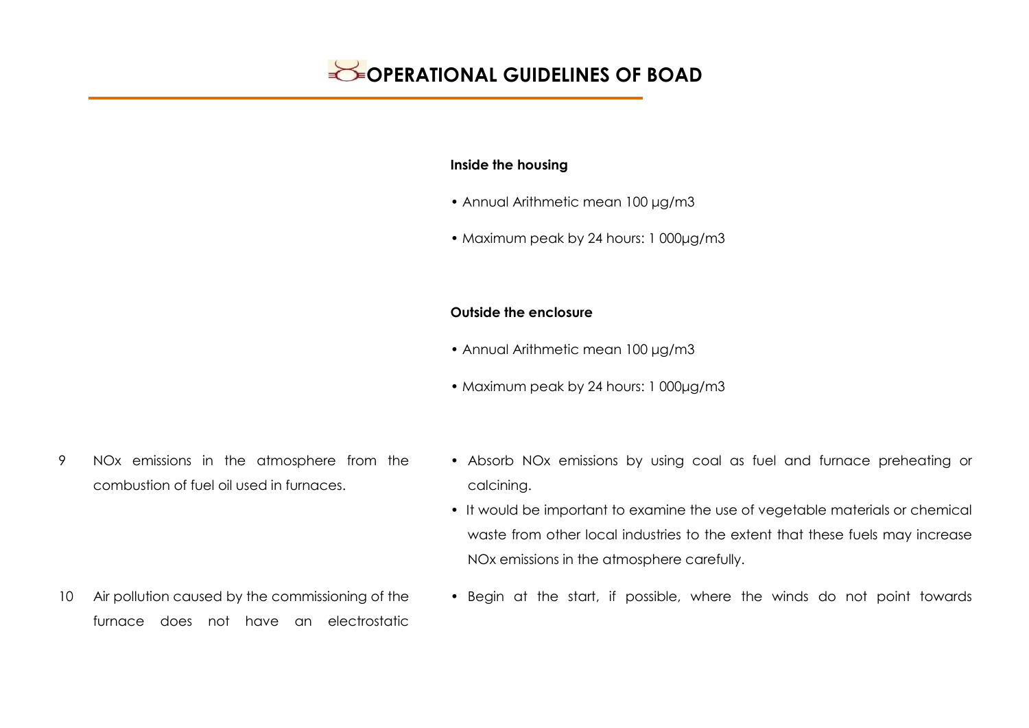| | | |
|---|---|---|
| | | **Inside the housing**<br><br>• Annual Arithmetic mean 100 µg/m3<br><br>• Maximum peak by 24 hours: 1 000µg/m3<br><br>**Outside the enclosure**<br><br>• Annual Arithmetic mean 100 µg/m3<br><br>• Maximum peak by 24 hours: 1 000µg/m3 |
| 9 | NOx emissions in the atmosphere from the combustion of fuel oil used in furnaces. | • Absorb NOx emissions by using coal as fuel and furnace preheating or calcining.<br>• It would be important to examine the use of vegetable materials or chemical waste from other local industries to the extent that these fuels may increase NOx emissions in the atmosphere carefully. |
| 10 | Air pollution caused by the commissioning of the furnace does not have an electrostatic | • Begin at the start, if possible, where the winds do not point towards |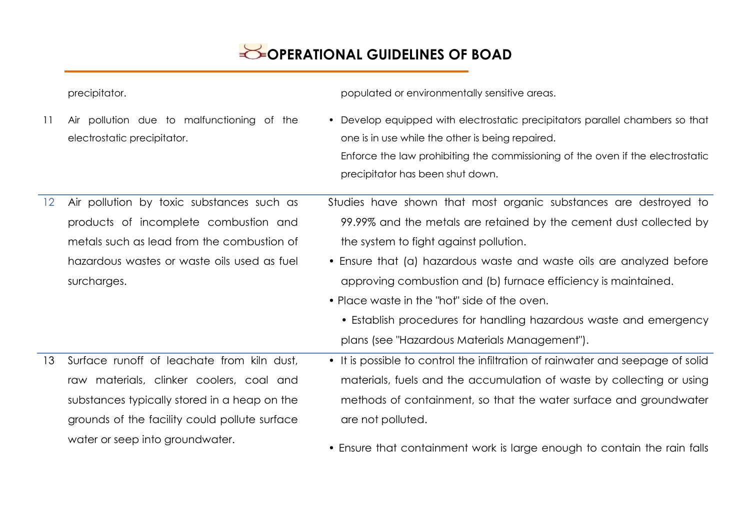| | | |
|---|---|---|
| | precipitator. | populated or environmentally sensitive areas. |
| 11 | Air pollution due to malfunctioning of the electrostatic precipitator. | • Develop equipped with electrostatic precipitators parallel chambers so that one is in use while the other is being repaired.<br>Enforce the law prohibiting the commissioning of the oven if the electrostatic precipitator has been shut down. |
| 12 | Air pollution by toxic substances such as products of incomplete combustion and metals such as lead from the combustion of hazardous wastes or waste oils used as fuel surcharges. | Studies have shown that most organic substances are destroyed to 99.99% and the metals are retained by the cement dust collected by the system to fight against pollution.<br>• Ensure that (a) hazardous waste and waste oils are analyzed before approving combustion and (b) furnace efficiency is maintained.<br>• Place waste in the "hot" side of the oven.<br>• Establish procedures for handling hazardous waste and emergency plans (see "Hazardous Materials Management"). |
| 13 | Surface runoff of leachate from kiln dust, raw materials, clinker coolers, coal and substances typically stored in a heap on the grounds of the facility could pollute surface water or seep into groundwater. | • It is possible to control the infiltration of rainwater and seepage of solid materials, fuels and the accumulation of waste by collecting or using methods of containment, so that the water surface and groundwater are not polluted.<br>• Ensure that containment work is large enough to contain the rain falls |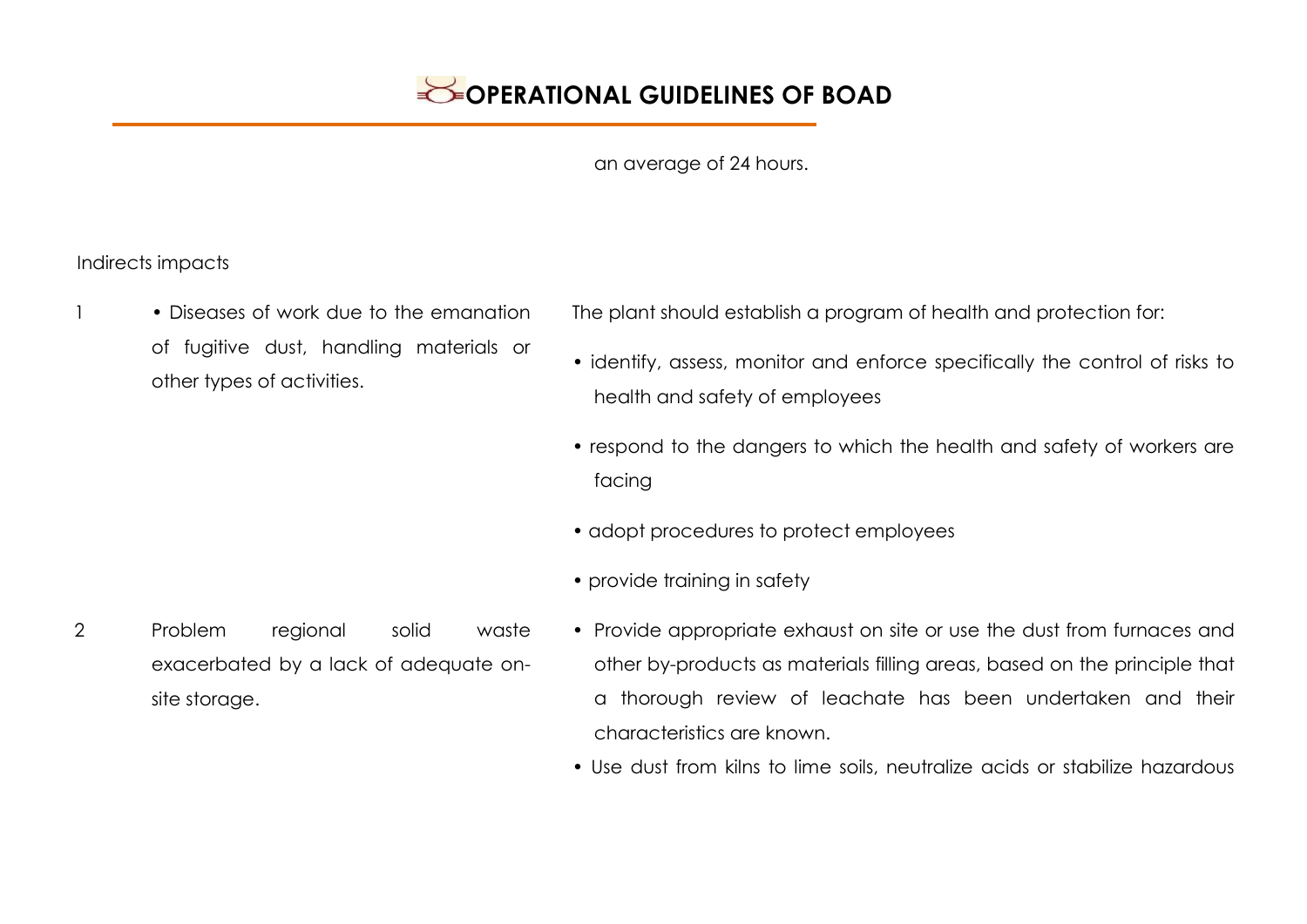an average of 24 hours.

Indirects impacts

| | | |
|---|---|---|
| 1 | • Diseases of work due to the emanation of fugitive dust, handling materials or other types of activities. | The plant should establish a program of health and protection for:<br>• identify, assess, monitor and enforce specifically the control of risks to health and safety of employees<br>• respond to the dangers to which the health and safety of workers are facing<br>• adopt procedures to protect employees<br>• provide training in safety |
| 2 | Problem regional solid waste exacerbated by a lack of adequate on-site storage. | • Provide appropriate exhaust on site or use the dust from furnaces and other by-products as materials filling areas, based on the principle that a thorough review of leachate has been undertaken and their characteristics are known.<br>• Use dust from kilns to lime soils, neutralize acids or stabilize hazardous |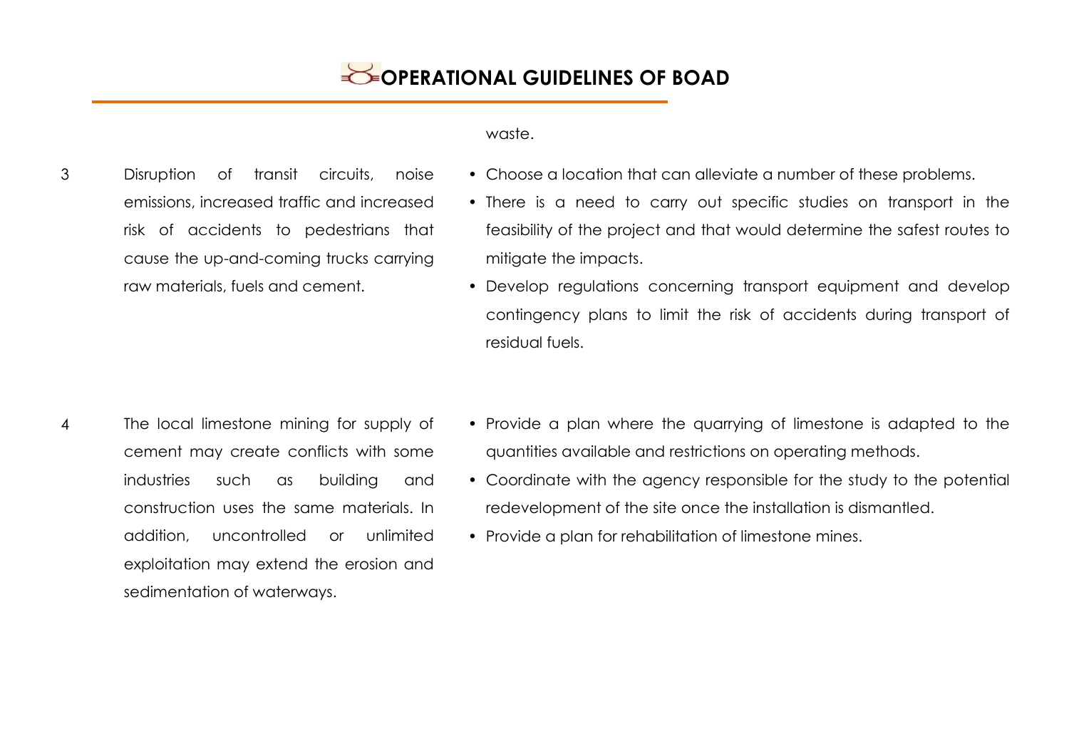| | | waste. |
| --- | --- | --- |
| 3 | Disruption of transit circuits, noise emissions, increased traffic and increased risk of accidents to pedestrians that cause the up-and-coming trucks carrying raw materials, fuels and cement. | • Choose a location that can alleviate a number of these problems.<br>• There is a need to carry out specific studies on transport in the feasibility of the project and that would determine the safest routes to mitigate the impacts.<br>• Develop regulations concerning transport equipment and develop contingency plans to limit the risk of accidents during transport of residual fuels. |
| 4 | The local limestone mining for supply of cement may create conflicts with some industries such as building and construction uses the same materials. In addition, uncontrolled or unlimited exploitation may extend the erosion and sedimentation of waterways. | • Provide a plan where the quarrying of limestone is adapted to the quantities available and restrictions on operating methods.<br>• Coordinate with the agency responsible for the study to the potential redevelopment of the site once the installation is dismantled.<br>• Provide a plan for rehabilitation of limestone mines. |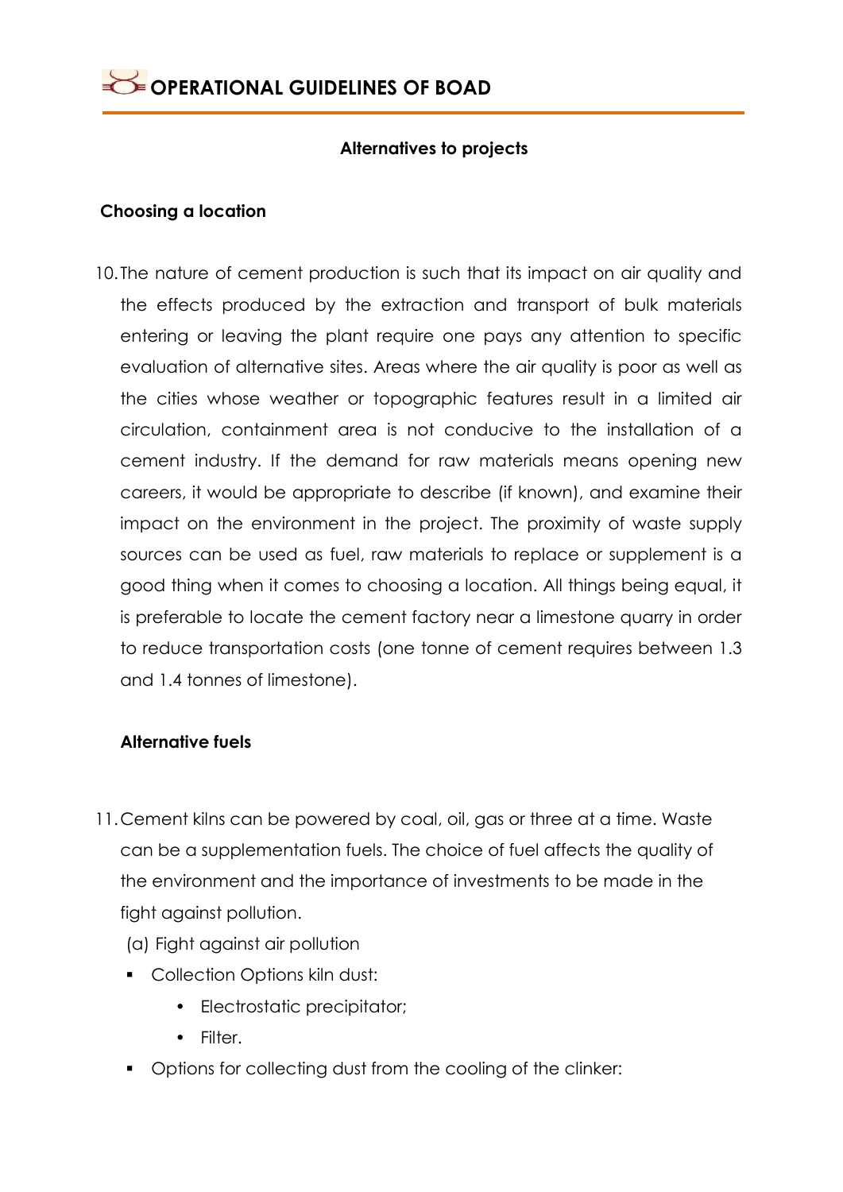## Alternatives to projects

### Choosing a location

10. The nature of cement production is such that its impact on air quality and the effects produced by the extraction and transport of bulk materials entering or leaving the plant require one pays any attention to specific evaluation of alternative sites. Areas where the air quality is poor as well as the cities whose weather or topographic features result in a limited air circulation, containment area is not conducive to the installation of a cement industry. If the demand for raw materials means opening new careers, it would be appropriate to describe (if known), and examine their impact on the environment in the project. The proximity of waste supply sources can be used as fuel, raw materials to replace or supplement is a good thing when it comes to choosing a location. All things being equal, it is preferable to locate the cement factory near a limestone quarry in order to reduce transportation costs (one tonne of cement requires between 1.3 and 1.4 tonnes of limestone).

### Alternative fuels

11. Cement kilns can be powered by coal, oil, gas or three at a time. Waste can be a supplementation fuels. The choice of fuel affects the quality of the environment and the importance of investments to be made in the fight against pollution.

(a) Fight against air pollution

- Collection Options kiln dust:
  - Electrostatic precipitator;
  - Filter.
- Options for collecting dust from the cooling of the clinker: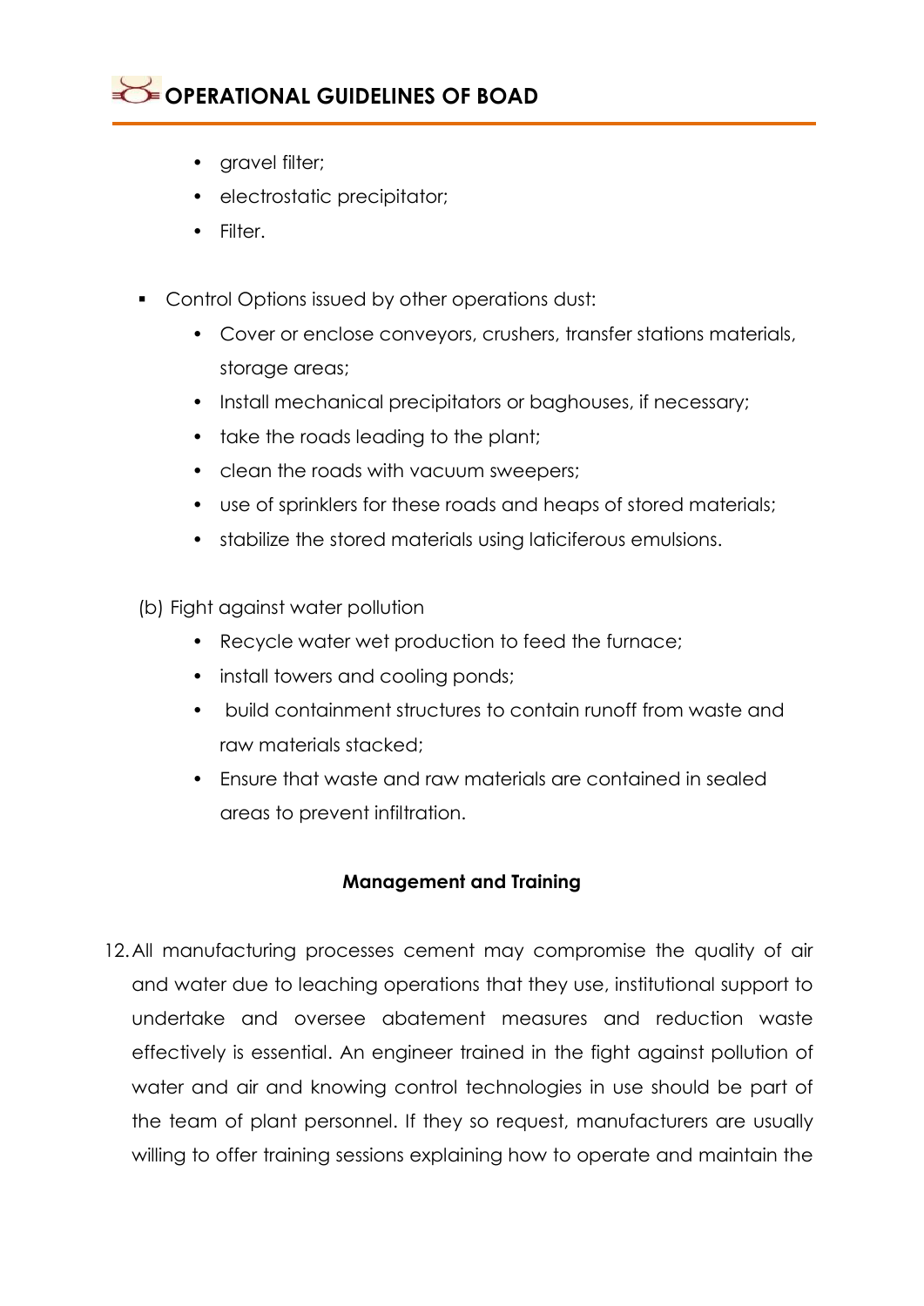- gravel filter;
- electrostatic precipitator;
- Filter.

- Control Options issued by other operations dust:
  - Cover or enclose conveyors, crushers, transfer stations materials, storage areas;
  - Install mechanical precipitators or baghouses, if necessary;
  - take the roads leading to the plant;
  - clean the roads with vacuum sweepers;
  - use of sprinklers for these roads and heaps of stored materials;
  - stabilize the stored materials using laticiferous emulsions.

(b) Fight against water pollution

- Recycle water wet production to feed the furnace;
- install towers and cooling ponds;
- build containment structures to contain runoff from waste and raw materials stacked;
- Ensure that waste and raw materials are contained in sealed areas to prevent infiltration.

**Management and Training**

12. All manufacturing processes cement may compromise the quality of air and water due to leaching operations that they use, institutional support to undertake and oversee abatement measures and reduction waste effectively is essential. An engineer trained in the fight against pollution of water and air and knowing control technologies in use should be part of the team of plant personnel. If they so request, manufacturers are usually willing to offer training sessions explaining how to operate and maintain the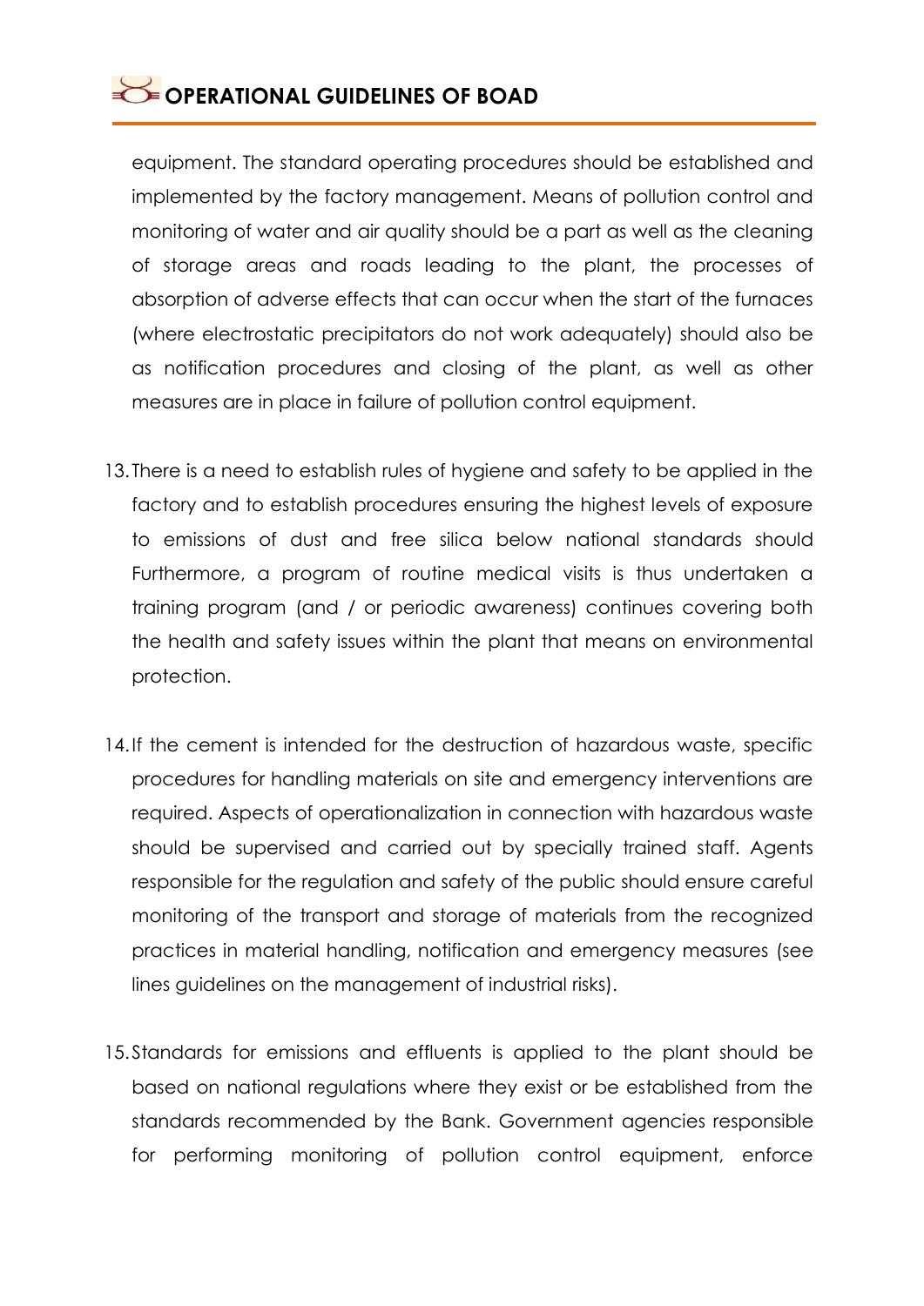equipment. The standard operating procedures should be established and implemented by the factory management. Means of pollution control and monitoring of water and air quality should be a part as well as the cleaning of storage areas and roads leading to the plant, the processes of absorption of adverse effects that can occur when the start of the furnaces (where electrostatic precipitators do not work adequately) should also be as notification procedures and closing of the plant, as well as other measures are in place in failure of pollution control equipment.

13. There is a need to establish rules of hygiene and safety to be applied in the factory and to establish procedures ensuring the highest levels of exposure to emissions of dust and free silica below national standards should Furthermore, a program of routine medical visits is thus undertaken a training program (and / or periodic awareness) continues covering both the health and safety issues within the plant that means on environmental protection.

14. If the cement is intended for the destruction of hazardous waste, specific procedures for handling materials on site and emergency interventions are required. Aspects of operationalization in connection with hazardous waste should be supervised and carried out by specially trained staff. Agents responsible for the regulation and safety of the public should ensure careful monitoring of the transport and storage of materials from the recognized practices in material handling, notification and emergency measures (see lines guidelines on the management of industrial risks).

15. Standards for emissions and effluents is applied to the plant should be based on national regulations where they exist or be established from the standards recommended by the Bank. Government agencies responsible for performing monitoring of pollution control equipment, enforce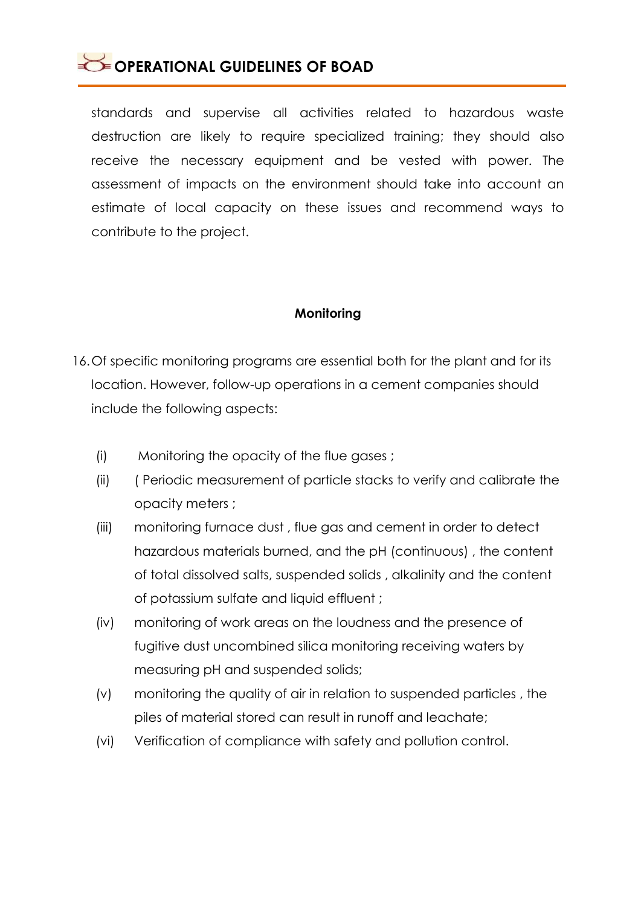standards and supervise all activities related to hazardous waste destruction are likely to require specialized training; they should also receive the necessary equipment and be vested with power. The assessment of impacts on the environment should take into account an estimate of local capacity on these issues and recommend ways to contribute to the project.

**Monitoring**

16. Of specific monitoring programs are essential both for the plant and for its location. However, follow-up operations in a cement companies should include the following aspects:

    (i) Monitoring the opacity of the flue gases ;
    (ii) ( Periodic measurement of particle stacks to verify and calibrate the opacity meters ;
    (iii) monitoring furnace dust , flue gas and cement in order to detect hazardous materials burned, and the pH (continuous) , the content of total dissolved salts, suspended solids , alkalinity and the content of potassium sulfate and liquid effluent ;
    (iv) monitoring of work areas on the loudness and the presence of fugitive dust uncombined silica monitoring receiving waters by measuring pH and suspended solids;
    (v) monitoring the quality of air in relation to suspended particles , the piles of material stored can result in runoff and leachate;
    (vi) Verification of compliance with safety and pollution control.